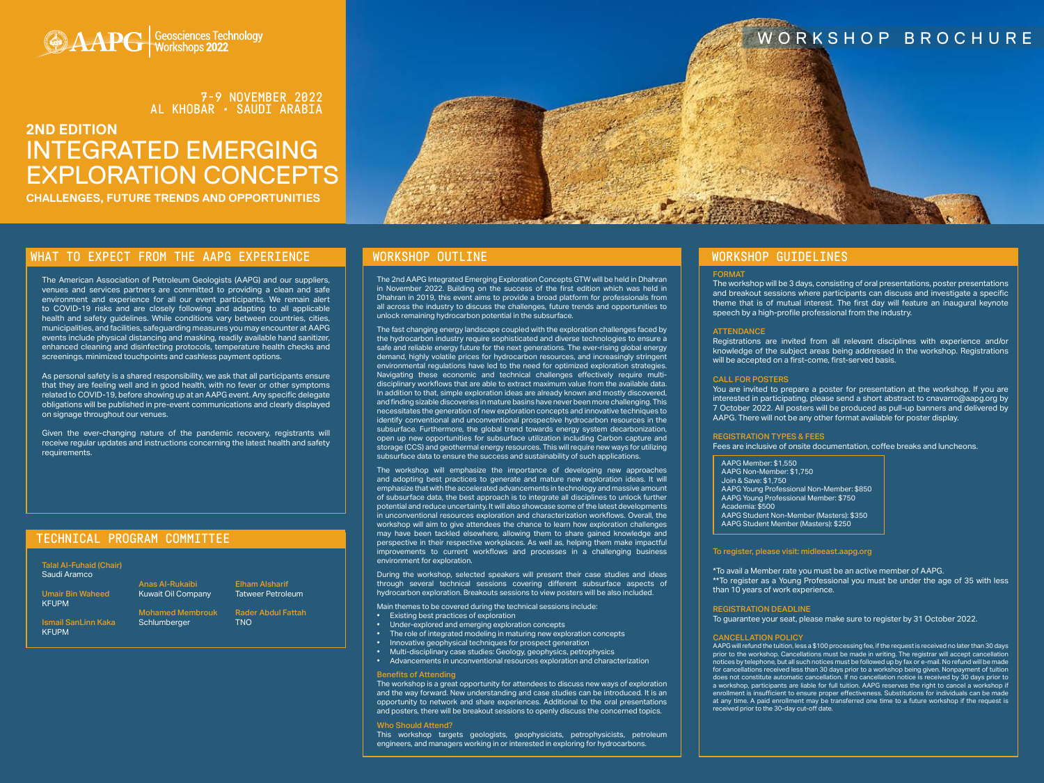AAPG | Geosciences Technology Workshops **2022**

WORKSHOP BROCHURE

7-9 NOVEMBER 2022
AL KHOBAR • SAUDI ARABIA

## 2ND EDITION
# INTEGRATED EMERGING EXPLORATION CONCEPTS
**CHALLENGES, FUTURE TRENDS AND OPPORTUNITIES**

## WHAT TO EXPECT FROM THE AAPG EXPERIENCE

The American Association of Petroleum Geologists (AAPG) and our suppliers, venues and services partners are committed to providing a clean and safe environment and experience for all our event participants. We remain alert to COVID-19 risks and are closely following and adapting to all applicable health and safety guidelines. While conditions vary between countries, cities, municipalities, and facilities, safeguarding measures you may encounter at AAPG events include physical distancing and masking, readily available hand sanitizer, enhanced cleaning and disinfecting protocols, temperature health checks and screenings, minimized touchpoints and cashless payment options.

As personal safety is a shared responsibility, we ask that all participants ensure that they are feeling well and in good health, with no fever or other symptoms related to COVID-19, before showing up at an AAPG event. Any specific delegate obligations will be published in pre-event communications and clearly displayed on signage throughout our venues.

Given the ever-changing nature of the pandemic recovery, registrants will receive regular updates and instructions concerning the latest health and safety requirements.

## TECHNICAL PROGRAM COMMITTEE

**Talal Al-Fuhaid (Chair)**
Saudi Aramco

**Umair Bin Waheed**
KFUPM

**Ismail SanLinn Kaka**
KFUPM

**Anas Al-Rukaibi**
Kuwait Oil Company

**Mohamed Membrouk**
Schlumberger

**Elham Alsharif**
Tatweer Petroleum

**Rader Abdul Fattah**
TNO

## WORKSHOP OUTLINE

The 2nd AAPG Integrated Emerging Exploration Concepts GTW will be held in Dhahran in November 2022. Building on the success of the first edition which was held in Dhahran in 2019, this event aims to provide a broad platform for professionals from all across the industry to discuss the challenges, future trends and opportunities to unlock remaining hydrocarbon potential in the subsurface.

The fast changing energy landscape coupled with the exploration challenges faced by the hydrocarbon industry require sophisticated and diverse technologies to ensure a safe and reliable energy future for the next generations. The ever-rising global energy demand, highly volatile prices for hydrocarbon resources, and increasingly stringent environmental regulations have led to the need for optimized exploration strategies. Navigating these economic and technical challenges effectively require multi-disciplinary workflows that are able to extract maximum value from the available data. In addition to that, simple exploration ideas are already known and mostly discovered, and finding sizable discoveries in mature basins have never been more challenging. This necessitates the generation of new exploration concepts and innovative techniques to identify conventional and unconventional prospective hydrocarbon resources in the subsurface. Furthermore, the global trend towards energy system decarbonization, open up new opportunities for subsurface utilization including Carbon capture and storage (CCS) and geothermal energy resources. This will require new ways for utilizing subsurface data to ensure the success and sustainability of such applications.

The workshop will emphasize the importance of developing new approaches and adopting best practices to generate and mature new exploration ideas. It will emphasize that with the accelerated advancements in technology and massive amount of subsurface data, the best approach is to integrate all disciplines to unlock further potential and reduce uncertainty. It will also showcase some of the latest developments in unconventional resources exploration and characterization workflows. Overall, the workshop will aim to give attendees the chance to learn how exploration challenges may have been tackled elsewhere, allowing them to share gained knowledge and perspective in their respective workplaces. As well as, helping them make impactful improvements to current workflows and processes in a challenging business environment for exploration.

During the workshop, selected speakers will present their case studies and ideas through several technical sessions covering different subsurface aspects of hydrocarbon exploration. Breakouts sessions to view posters will be also included.

Main themes to be covered during the technical sessions include:

- Existing best practices of exploration
- Under-explored and emerging exploration concepts
- The role of integrated modeling in maturing new exploration concepts
- Innovative geophysical techniques for prospect generation
- Multi-disciplinary case studies: Geology, geophysics, petrophysics
- Advancements in unconventional resources exploration and characterization

### Benefits of Attending

The workshop is a great opportunity for attendees to discuss new ways of exploration and the way forward. New understanding and case studies can be introduced. It is an opportunity to network and share experiences. Additional to the oral presentations and posters, there will be breakout sessions to openly discuss the concerned topics.

### Who Should Attend?

This workshop targets geologists, geophysicists, petrophysicists, petroleum engineers, and managers working in or interested in exploring for hydrocarbons.

## WORKSHOP GUIDELINES

### FORMAT

The workshop will be 3 days, consisting of oral presentations, poster presentations and breakout sessions where participants can discuss and investigate a specific theme that is of mutual interest. The first day will feature an inaugural keynote speech by a high-profile professional from the industry.

### ATTENDANCE

Registrations are invited from all relevant disciplines with experience and/or knowledge of the subject areas being addressed in the workshop. Registrations will be accepted on a first-come, first-served basis.

### CALL FOR POSTERS

You are invited to prepare a poster for presentation at the workshop. If you are interested in participating, please send a short abstract to cnavarro@aapg.org by 7 October 2022. All posters will be produced as pull-up banners and delivered by AAPG. There will not be any other format available for poster display.

### REGISTRATION TYPES & FEES

Fees are inclusive of onsite documentation, coffee breaks and luncheons.

AAPG Member: $1,550
AAPG Non-Member: $1,750
Join & Save: $1,750
AAPG Young Professional Non-Member: $850
AAPG Young Professional Member: $750
Academia: $500
AAPG Student Non-Member (Masters): $350
AAPG Student Member (Masters): $250

**To register, please visit: midleeast.aapg.org**

*To avail a Member rate you must be an active member of AAPG.
**To register as a Young Professional you must be under the age of 35 with less than 10 years of work experience.

### REGISTRATION DEADLINE

To guarantee your seat, please make sure to register by 31 October 2022.

### CANCELLATION POLICY

AAPG will refund the tuition, less a $100 processing fee, if the request is received no later than 30 days prior to the workshop. Cancellations must be made in writing. The registrar will accept cancellation notices by telephone, but all such notices must be followed up by fax or e-mail. No refund will be made for cancellations received less than 30 days prior to a workshop being given. Nonpayment of tuition does not constitute automatic cancellation. If no cancellation notice is received by 30 days prior to a workshop, participants are liable for full tuition. AAPG reserves the right to cancel a workshop if enrollment is insufficient to ensure proper effectiveness. Substitutions for individuals can be made at any time. A paid enrollment may be transferred one time to a future workshop if the request is received prior to the 30-day cut-off date.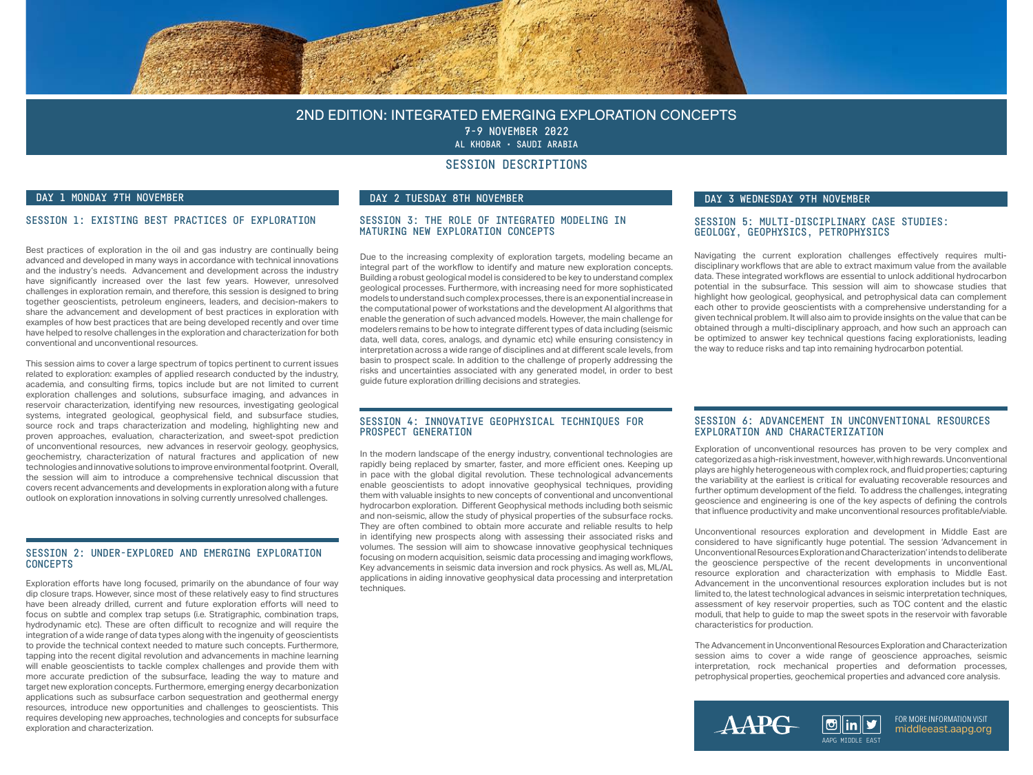# 2ND EDITION: INTEGRATED EMERGING EXPLORATION CONCEPTS

7-9 NOVEMBER 2022

AL KHOBAR • SAUDI ARABIA

## SESSION DESCRIPTIONS

## DAY 1 MONDAY 7TH NOVEMBER

### SESSION 1: EXISTING BEST PRACTICES OF EXPLORATION

Best practices of exploration in the oil and gas industry are continually being advanced and developed in many ways in accordance with technical innovations and the industry's needs. Advancement and development across the industry have significantly increased over the last few years. However, unresolved challenges in exploration remain, and therefore, this session is designed to bring together geoscientists, petroleum engineers, leaders, and decision-makers to share the advancement and development of best practices in exploration with examples of how best practices that are being developed recently and over time have helped to resolve challenges in the exploration and characterization for both conventional and unconventional resources.

This session aims to cover a large spectrum of topics pertinent to current issues related to exploration: examples of applied research conducted by the industry, academia, and consulting firms, topics include but are not limited to current exploration challenges and solutions, subsurface imaging, and advances in reservoir characterization, identifying new resources, investigating geological systems, integrated geological, geophysical field, and subsurface studies, source rock and traps characterization and modeling, highlighting new and proven approaches, evaluation, characterization, and sweet-spot prediction of unconventional resources, new advances in reservoir geology, geophysics, geochemistry, characterization of natural fractures and application of new technologies and innovative solutions to improve environmental footprint. Overall, the session will aim to introduce a comprehensive technical discussion that covers recent advancements and developments in exploration along with a future outlook on exploration innovations in solving currently unresolved challenges.

### SESSION 2: UNDER-EXPLORED AND EMERGING EXPLORATION CONCEPTS

Exploration efforts have long focused, primarily on the abundance of four way dip closure traps. However, since most of these relatively easy to find structures have been already drilled, current and future exploration efforts will need to focus on subtle and complex trap setups (i.e. Stratigraphic, combination traps, hydrodynamic etc). These are often difficult to recognize and will require the integration of a wide range of data types along with the ingenuity of geoscientists to provide the technical context needed to mature such concepts. Furthermore, tapping into the recent digital revolution and advancements in machine learning will enable geoscientists to tackle complex challenges and provide them with more accurate prediction of the subsurface, leading the way to mature and target new exploration concepts. Furthermore, emerging energy decarbonization applications such as subsurface carbon sequestration and geothermal energy resources, introduce new opportunities and challenges to geoscientists. This requires developing new approaches, technologies and concepts for subsurface exploration and characterization.

## DAY 2 TUESDAY 8TH NOVEMBER

### SESSION 3: THE ROLE OF INTEGRATED MODELING IN MATURING NEW EXPLORATION CONCEPTS

Due to the increasing complexity of exploration targets, modeling became an integral part of the workflow to identify and mature new exploration concepts. Building a robust geological model is considered to be key to understand complex geological processes. Furthermore, with increasing need for more sophisticated models to understand such complex processes, there is an exponential increase in the computational power of workstations and the development AI algorithms that enable the generation of such advanced models. However, the main challenge for modelers remains to be how to integrate different types of data including (seismic data, well data, cores, analogs, and dynamic etc) while ensuring consistency in interpretation across a wide range of disciplines and at different scale levels, from basin to prospect scale. In addition to the challenge of properly addressing the risks and uncertainties associated with any generated model, in order to best guide future exploration drilling decisions and strategies.

### SESSION 4: INNOVATIVE GEOPHYSICAL TECHNIQUES FOR PROSPECT GENERATION

In the modern landscape of the energy industry, conventional technologies are rapidly being replaced by smarter, faster, and more efficient ones. Keeping up in pace with the global digital revolution. These technological advancements enable geoscientists to adopt innovative geophysical techniques, providing them with valuable insights to new concepts of conventional and unconventional hydrocarbon exploration. Different Geophysical methods including both seismic and non-seismic, allow the study of physical properties of the subsurface rocks. They are often combined to obtain more accurate and reliable results to help in identifying new prospects along with assessing their associated risks and volumes. The session will aim to showcase innovative geophysical techniques focusing on modern acquisition, seismic data processing and imaging workflows, Key advancements in seismic data inversion and rock physics. As well as, ML/AL applications in aiding innovative geophysical data processing and interpretation techniques.

## DAY 3 WEDNESDAY 9TH NOVEMBER

### SESSION 5: MULTI-DISCIPLINARY CASE STUDIES: GEOLOGY, GEOPHYSICS, PETROPHYSICS

Navigating the current exploration challenges effectively requires multi-disciplinary workflows that are able to extract maximum value from the available data. These integrated workflows are essential to unlock additional hydrocarbon potential in the subsurface. This session will aim to showcase studies that highlight how geological, geophysical, and petrophysical data can complement each other to provide geoscientists with a comprehensive understanding for a given technical problem. It will also aim to provide insights on the value that can be obtained through a multi-disciplinary approach, and how such an approach can be optimized to answer key technical questions facing explorationists, leading the way to reduce risks and tap into remaining hydrocarbon potential.

### SESSION 6: ADVANCEMENT IN UNCONVENTIONAL RESOURCES EXPLORATION AND CHARACTERIZATION

Exploration of unconventional resources has proven to be very complex and categorized as a high-risk investment, however, with high rewards. Unconventional plays are highly heterogeneous with complex rock, and fluid properties; capturing the variability at the earliest is critical for evaluating recoverable resources and further optimum development of the field. To address the challenges, integrating geoscience and engineering is one of the key aspects of defining the controls that influence productivity and make unconventional resources profitable/viable.

Unconventional resources exploration and development in Middle East are considered to have significantly huge potential. The session 'Advancement in Unconventional Resources Exploration and Characterization' intends to deliberate the geoscience perspective of the recent developments in unconventional resource exploration and characterization with emphasis to Middle East. Advancement in the unconventional resources exploration includes but is not limited to, the latest technological advances in seismic interpretation techniques, assessment of key reservoir properties, such as TOC content and the elastic moduli, that help to guide to map the sweet spots in the reservoir with favorable characteristics for production.

The Advancement in Unconventional Resources Exploration and Characterization session aims to cover a wide range of geoscience approaches, seismic interpretation, rock mechanical properties and deformation processes, petrophysical properties, geochemical properties and advanced core analysis.

AAPG

AAPG MIDDLE EAST

FOR MORE INFORMATION VISIT middleeast.aapg.org